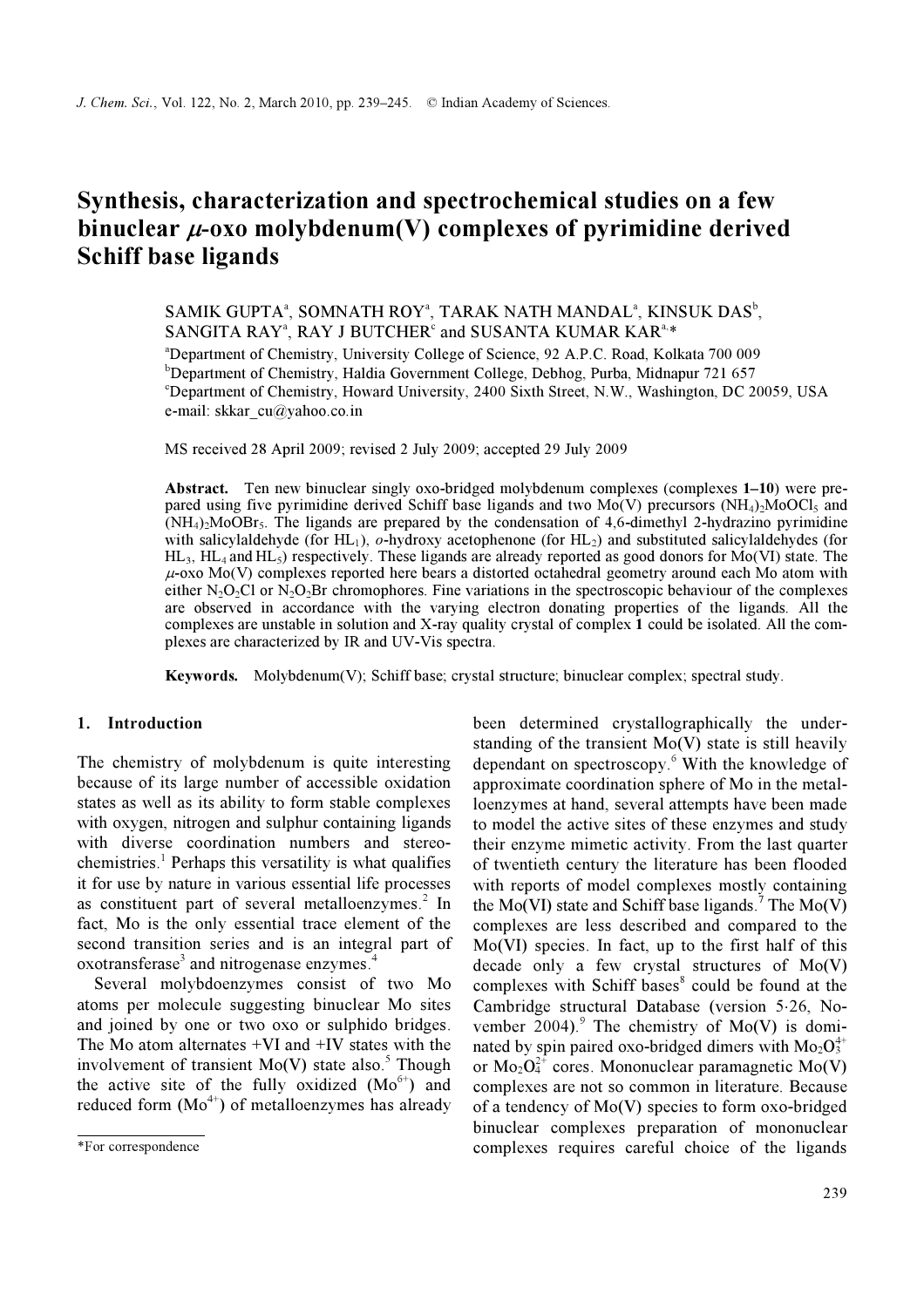# Synthesis, characterization and spectrochemical studies on a few binuclear $\mu$-oxo molybdenum(V) complexes of pyrimidine derived Schiff base ligands

SAMIK GUPTA[a], SOMNATH ROY[a], TARAK NATH MANDAL[a], KINSUK DAS[b], SANGITA RAY[a], RAY J BUTCHER[c] and SUSANTA KUMAR KAR[a,*]

[a]Department of Chemistry, University College of Science, 92 A.P.C. Road, Kolkata 700 009
[b]Department of Chemistry, Haldia Government College, Debhog, Purba, Midnapur 721 657
[c]Department of Chemistry, Howard University, 2400 Sixth Street, N.W., Washington, DC 20059, USA
e-mail: skkar_cu@yahoo.co.in

MS received 28 April 2009; revised 2 July 2009; accepted 29 July 2009

**Abstract.** Ten new binuclear singly oxo-bridged molybdenum complexes (complexes **1–10**) were prepared using five pyrimidine derived Schiff base ligands and two Mo(V) precursors $(NH_4)_2MoOCl_5$ and $(NH_4)_2MoOBr_5$. The ligands are prepared by the condensation of 4,6-dimethyl 2-hydrazino pyrimidine with salicylaldehyde (for $HL_1$), *o*-hydroxy acetophenone (for $HL_2$) and substituted salicylaldehydes (for $HL_3$, $HL_4$ and $HL_5$) respectively. These ligands are already reported as good donors for Mo(VI) state. The $\mu$-oxo Mo(V) complexes reported here bears a distorted octahedral geometry around each Mo atom with either $N_2O_2Cl$ or $N_2O_2Br$ chromophores. Fine variations in the spectroscopic behaviour of the complexes are observed in accordance with the varying electron donating properties of the ligands. All the complexes are unstable in solution and X-ray quality crystal of complex **1** could be isolated. All the complexes are characterized by IR and UV-Vis spectra.

**Keywords.** Molybdenum(V); Schiff base; crystal structure; binuclear complex; spectral study.

## 1. Introduction

The chemistry of molybdenum is quite interesting because of its large number of accessible oxidation states as well as its ability to form stable complexes with oxygen, nitrogen and sulphur containing ligands with diverse coordination numbers and stereochemistries.[1] Perhaps this versatility is what qualifies it for use by nature in various essential life processes as constituent part of several metalloenzymes.[2] In fact, Mo is the only essential trace element of the second transition series and is an integral part of oxotransferase[3] and nitrogenase enzymes.[4]

Several molybdoenzymes consist of two Mo atoms per molecule suggesting binuclear Mo sites and joined by one or two oxo or sulphido bridges. The Mo atom alternates +VI and +IV states with the involvement of transient Mo(V) state also.[5] Though the active site of the fully oxidized ($Mo^{6+}$) and reduced form ($Mo^{4+}$) of metalloenzymes has already been determined crystallographically the understanding of the transient Mo(V) state is still heavily dependant on spectroscopy.[6] With the knowledge of approximate coordination sphere of Mo in the metalloenzymes at hand, several attempts have been made to model the active sites of these enzymes and study their enzyme mimetic activity. From the last quarter of twentieth century the literature has been flooded with reports of model complexes mostly containing the Mo(VI) state and Schiff base ligands.[7] The Mo(V) complexes are less described and compared to the Mo(VI) species. In fact, up to the first half of this decade only a few crystal structures of Mo(V) complexes with Schiff bases[8] could be found at the Cambridge structural Database (version 5·26, November 2004).[9] The chemistry of Mo(V) is dominated by spin paired oxo-bridged dimers with $Mo_2O_3^{4+}$ or $Mo_2O_4^{2+}$ cores. Mononuclear paramagnetic Mo(V) complexes are not so common in literature. Because of a tendency of Mo(V) species to form oxo-bridged binuclear complexes preparation of mononuclear complexes requires careful choice of the ligands

*For correspondence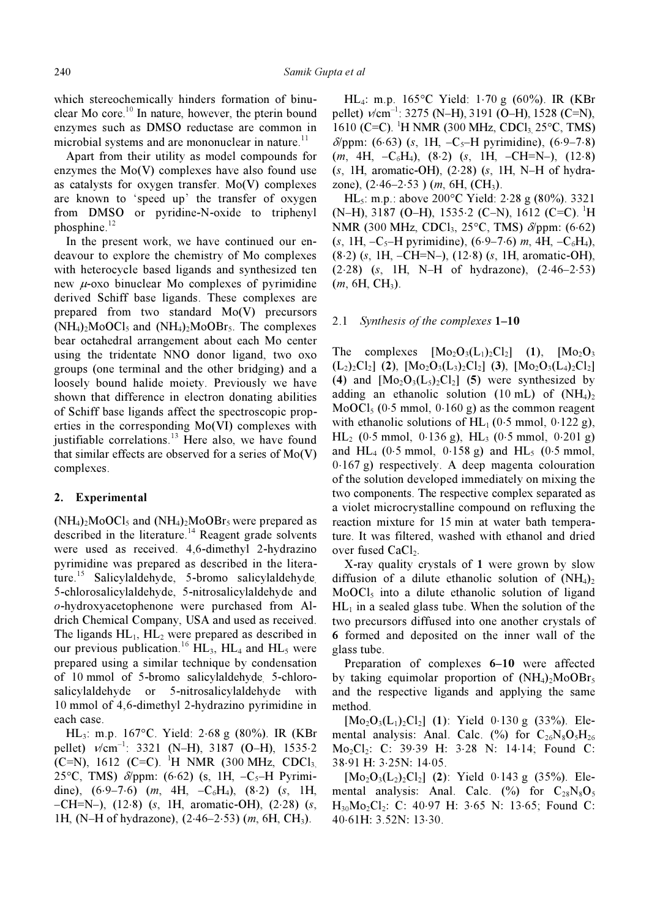which stereochemically hinders formation of binuclear Mo core.[10] In nature, however, the pterin bound enzymes such as DMSO reductase are common in microbial systems and are mononuclear in nature.[11]

Apart from their utility as model compounds for enzymes the Mo(V) complexes have also found use as catalysts for oxygen transfer. Mo(V) complexes are known to 'speed up' the transfer of oxygen from DMSO or pyridine-N-oxide to triphenyl phosphine.[12]

In the present work, we have continued our endeavour to explore the chemistry of Mo complexes with heterocycle based ligands and synthesized ten new $\mu$-oxo binuclear Mo complexes of pyrimidine derived Schiff base ligands. These complexes are prepared from two standard Mo(V) precursors $(NH_4)_2MoOCl_5$ and $(NH_4)_2MoOBr_5$. The complexes bear octahedral arrangement about each Mo center using the tridentate NNO donor ligand, two oxo groups (one terminal and the other bridging) and a loosely bound halide moiety. Previously we have shown that difference in electron donating abilities of Schiff base ligands affect the spectroscopic properties in the corresponding Mo(VI) complexes with justifiable correlations.[13] Here also, we have found that similar effects are observed for a series of Mo(V) complexes.

## 2. Experimental

$(NH_4)_2MoOCl_5$ and $(NH_4)_2MoOBr_5$ were prepared as described in the literature.[14] Reagent grade solvents were used as received. 4,6-dimethyl 2-hydrazino pyrimidine was prepared as described in the literature.[15] Salicylaldehyde, 5-bromo salicylaldehyde, 5-chlorosalicylaldehyde, 5-nitrosalicylaldehyde and *o*-hydroxyacetophenone were purchased from Aldrich Chemical Company, USA and used as received. The ligands $HL_1$, $HL_2$ were prepared as described in our previous publication.[16] $HL_3$, $HL_4$ and $HL_5$ were prepared using a similar technique by condensation of 10 mmol of 5-bromo salicylaldehyde, 5-chlorosalicylaldehyde or 5-nitrosalicylaldehyde with 10 mmol of 4,6-dimethyl 2-hydrazino pyrimidine in each case.

$HL_3$: m.p. 167°C. Yield: 2·68 g (80%). IR (KBr pellet) $\nu$/cm$^{-1}$: 3321 (N–H), 3187 (O–H), 1535·2 (C=N), 1612 (C=C). $^1$H NMR (300 MHz, $CDCl_3$, 25°C, TMS) $\delta$/ppm: (6·62) (s, 1H, –$C_5$–H Pyrimidine), (6·9–7·6) (*m*, 4H, –$C_6H_4$), (8·2) (*s*, 1H, –CH=N–), (12·8) (*s*, 1H, aromatic-OH), (2·28) (*s*, 1H, (N–H of hydrazone), (2·46–2·53) (*m*, 6H, $CH_3$).

$HL_4$: m.p. 165°C Yield: 1·70 g (60%). IR (KBr pellet) $\nu$/cm$^{-1}$: 3275 (N–H), 3191 (O–H), 1528 (C=N), 1610 (C=C). $^1$H NMR (300 MHz, $CDCl_3$, 25°C, TMS) $\delta$/ppm: (6·63) (*s*, 1H, –$C_5$–H pyrimidine), (6·9–7·8) (*m*, 4H, –$C_6H_4$), (8·2) (*s*, 1H, –CH=N–), (12·8) (*s*, 1H, aromatic-OH), (2·28) (*s*, 1H, N–H of hydrazone), (2·46–2·53 ) (*m*, 6H, ($CH_3$).

$HL_5$: m.p.: above 200°C Yield: 2·28 g (80%). 3321 (N–H), 3187 (O–H), 1535·2 (C–N), 1612 (C=C). $^1$H NMR (300 MHz, $CDCl_3$, 25°C, TMS) $\delta$/ppm: (6·62) (*s*, 1H, –$C_5$–H pyrimidine), (6·9–7·6) *m*, 4H, –$C_6H_4$), (8·2) (*s*, 1H, –CH=N–), (12·8) (*s*, 1H, aromatic-OH), (2·28) (*s*, 1H, N–H of hydrazone), (2·46–2·53) (*m*, 6H, $CH_3$).

### 2.1 *Synthesis of the complexes* **1–10**

The complexes $[Mo_2O_3(L_1)_2Cl_2]$ (**1**), $[Mo_2O_3(L_2)_2Cl_2]$ (**2**), $[Mo_2O_3(L_3)_2Cl_2]$ (**3**), $[Mo_2O_3(L_4)_2Cl_2]$ (**4**) and $[Mo_2O_3(L_5)_2Cl_2]$ (**5**) were synthesized by adding an ethanolic solution (10 mL) of $(NH_4)_2MoOCl_5$ (0·5 mmol, 0·160 g) as the common reagent with ethanolic solutions of $HL_1$ (0·5 mmol, 0·122 g), $HL_2$ (0·5 mmol, 0·136 g), $HL_3$ (0·5 mmol, 0·201 g) and $HL_4$ (0·5 mmol, 0·158 g) and $HL_5$ (0·5 mmol, 0·167 g) respectively. A deep magenta colouration of the solution developed immediately on mixing the two components. The respective complex separated as a violet microcrystalline compound on refluxing the reaction mixture for 15 min at water bath temperature. It was filtered, washed with ethanol and dried over fused $CaCl_2$.

X-ray quality crystals of **1** were grown by slow diffusion of a dilute ethanolic solution of $(NH_4)_2MoOCl_5$ into a dilute ethanolic solution of ligand $HL_1$ in a sealed glass tube. When the solution of the two precursors diffused into one another crystals of **6** formed and deposited on the inner wall of the glass tube.

Preparation of complexes **6–10** were affected by taking equimolar proportion of $(NH_4)_2MoOBr_5$ and the respective ligands and applying the same method.

$[Mo_2O_3(L_1)_2Cl_2]$ (**1**): Yield 0·130 g (33%). Elemental analysis: Anal. Calc. (%) for $C_{26}N_8O_5H_{26}Mo_2Cl_2$: C: 39·39 H: 3·28 N: 14·14; Found C: 38·91 H: 3·25N: 14·05.

$[Mo_2O_3(L_2)_2Cl_2]$ (**2**): Yield 0·143 g (35%). Elemental analysis: Anal. Calc. (%) for $C_{28}N_8O_5H_{30}Mo_2Cl_2$: C: 40·97 H: 3·65 N: 13·65; Found C: 40·61H: 3.52N: 13·30.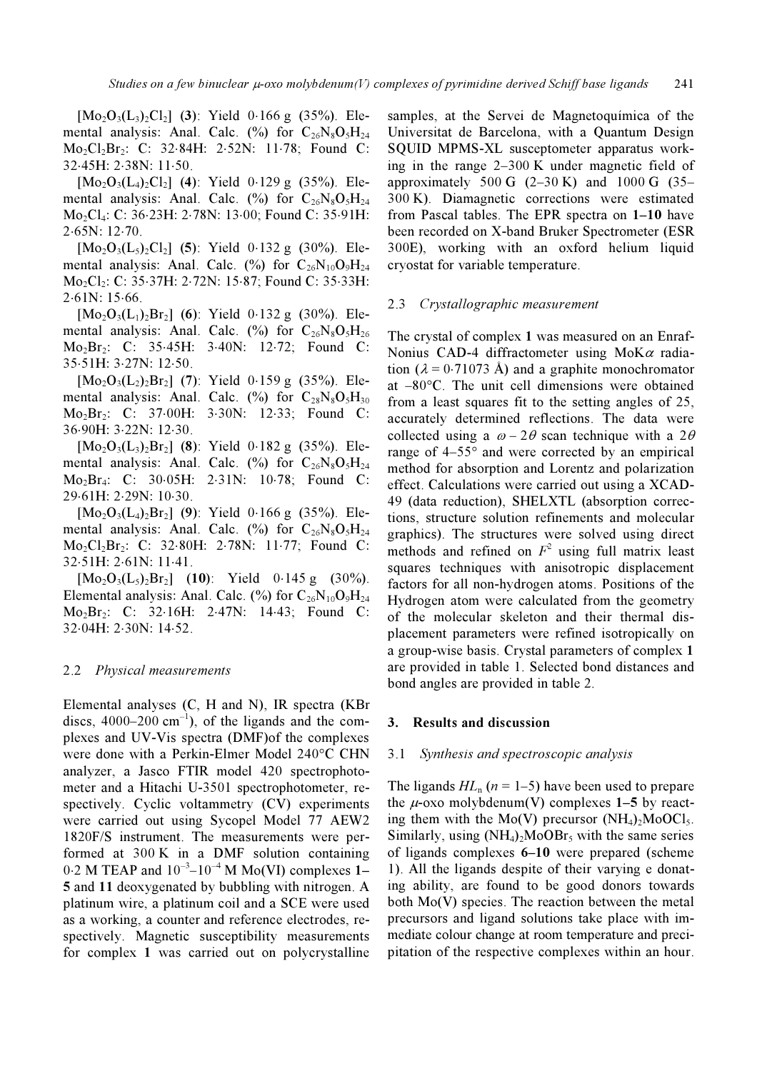$[Mo_2O_3(L_3)_2Cl_2]$ (**3**): Yield 0·166 g (35%). Elemental analysis: Anal. Calc. (%) for $C_{26}N_8O_5H_{24}Mo_2Cl_2Br_2$: C: 32·84H: 2·52N: 11·78; Found C: 32·45H: 2·38N: 11·50.

$[Mo_2O_3(L_4)_2Cl_2]$ (**4**): Yield 0·129 g (35%). Elemental analysis: Anal. Calc. (%) for $C_{26}N_8O_5H_{24}Mo_2Cl_4$: C: 36·23H: 2·78N: 13·00; Found C: 35·91H: 2·65N: 12·70.

$[Mo_2O_3(L_5)_2Cl_2]$ (**5**): Yield 0·132 g (30%). Elemental analysis: Anal. Calc. (%) for $C_{26}N_{10}O_9H_{24}Mo_2Cl_2$: C: 35·37H: 2·72N: 15·87; Found C: 35·33H: 2·61N: 15·66.

$[Mo_2O_3(L_1)_2Br_2]$ (**6**): Yield 0·132 g (30%). Elemental analysis: Anal. Calc. (%) for $C_{26}N_8O_5H_{26}Mo_2Br_2$: C: 35·45H: 3·40N: 12·72; Found C: 35·51H: 3·27N: 12·50.

$[Mo_2O_3(L_2)_2Br_2]$ (**7**): Yield 0·159 g (35%). Elemental analysis: Anal. Calc. (%) for $C_{28}N_8O_5H_{30}Mo_2Br_2$: C: 37·00H: 3·30N: 12·33; Found C: 36·90H: 3·22N: 12·30.

$[Mo_2O_3(L_3)_2Br_2]$ (**8**): Yield 0·182 g (35%). Elemental analysis: Anal. Calc. (%) for $C_{26}N_8O_5H_{24}Mo_2Br_4$: C: 30·05H: 2·31N: 10·78; Found C: 29·61H: 2·29N: 10·30.

$[Mo_2O_3(L_4)_2Br_2]$ (**9**): Yield 0·166 g (35%). Elemental analysis: Anal. Calc. (%) for $C_{26}N_8O_5H_{24}Mo_2Cl_2Br_2$: C: 32·80H: 2·78N: 11·77; Found C: 32·51H: 2·61N: 11·41.

$[Mo_2O_3(L_5)_2Br_2]$ (**10**): Yield 0·145 g (30%). Elemental analysis: Anal. Calc. (%) for $C_{26}N_{10}O_9H_{24}Mo_2Br_2$: C: 32·16H: 2·47N: 14·43; Found C: 32·04H: 2·30N: 14·52.

### 2.2 *Physical measurements*

Elemental analyses (C, H and N), IR spectra (KBr discs, 4000–200 $cm^{-1}$), of the ligands and the complexes and UV-Vis spectra (DMF)of the complexes were done with a Perkin-Elmer Model 240°C CHN analyzer, a Jasco FTIR model 420 spectrophotometer and a Hitachi U-3501 spectrophotometer, respectively. Cyclic voltammetry (CV) experiments were carried out using Sycopel Model 77 AEW2 1820F/S instrument. The measurements were performed at 300 K in a DMF solution containing 0·2 M TEAP and $10^{-3}$–$10^{-4}$ M Mo(VI) complexes **1**–**5** and **11** deoxygenated by bubbling with nitrogen. A platinum wire, a platinum coil and a SCE were used as a working, a counter and reference electrodes, respectively. Magnetic susceptibility measurements for complex **1** was carried out on polycrystalline samples, at the Servei de Magnetoquímica of the Universitat de Barcelona, with a Quantum Design SQUID MPMS-XL susceptometer apparatus working in the range 2–300 K under magnetic field of approximately 500 G (2–30 K) and 1000 G (35–300 K). Diamagnetic corrections were estimated from Pascal tables. The EPR spectra on **1**–**10** have been recorded on X-band Bruker Spectrometer (ESR 300E), working with an oxford helium liquid cryostat for variable temperature.

### 2.3 *Crystallographic measurement*

The crystal of complex **1** was measured on an Enraf-Nonius CAD-4 diffractometer using MoK$\alpha$ radiation ($\lambda$ = 0·71073 Å) and a graphite monochromator at –80°C. The unit cell dimensions were obtained from a least squares fit to the setting angles of 25, accurately determined reflections. The data were collected using a $\omega - 2\theta$ scan technique with a $2\theta$ range of 4–55° and were corrected by an empirical method for absorption and Lorentz and polarization effect. Calculations were carried out using a XCAD-49 (data reduction), SHELXTL (absorption corrections, structure solution refinements and molecular graphics). The structures were solved using direct methods and refined on $F^2$ using full matrix least squares techniques with anisotropic displacement factors for all non-hydrogen atoms. Positions of the Hydrogen atom were calculated from the geometry of the molecular skeleton and their thermal displacement parameters were refined isotropically on a group-wise basis. Crystal parameters of complex **1** are provided in table 1. Selected bond distances and bond angles are provided in table 2.

## 3. Results and discussion

### 3.1 *Synthesis and spectroscopic analysis*

The ligands $HL_n$ ($n$ = 1–5) have been used to prepare the $\mu$-oxo molybdenum(V) complexes **1**–**5** by reacting them with the Mo(V) precursor $(NH_4)_2MoOCl_5$. Similarly, using $(NH_4)_2MoOBr_5$ with the same series of ligands complexes **6**–**10** were prepared (scheme 1). All the ligands despite of their varying e donating ability, are found to be good donors towards both Mo(V) species. The reaction between the metal precursors and ligand solutions take place with immediate colour change at room temperature and precipitation of the respective complexes within an hour.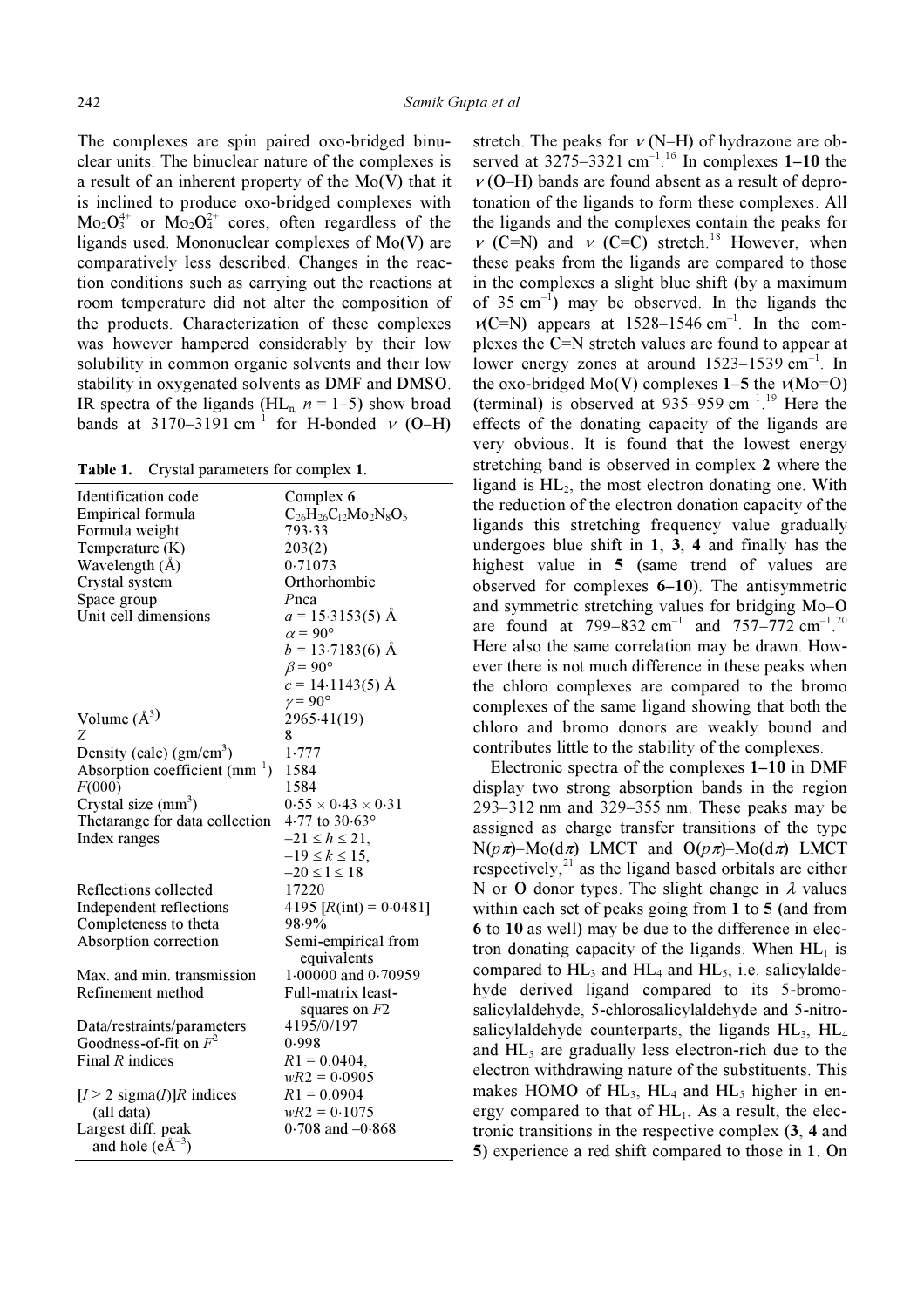The complexes are spin paired oxo-bridged binuclear units. The binuclear nature of the complexes is a result of an inherent property of the Mo(V) that it is inclined to produce oxo-bridged complexes with $Mo_2O_3^{4+}$ or $Mo_2O_4^{2+}$ cores, often regardless of the ligands used. Mononuclear complexes of Mo(V) are comparatively less described. Changes in the reaction conditions such as carrying out the reactions at room temperature did not alter the composition of the products. Characterization of these complexes was however hampered considerably by their low solubility in common organic solvents and their low stability in oxygenated solvents as DMF and DMSO. IR spectra of the ligands ($HL_n$, $n = 1$–5) show broad bands at 3170–3191 $cm^{-1}$ for H-bonded $\nu$ (O–H) stretch. The peaks for $\nu$ (N–H) of hydrazone are observed at 3275–3321 $cm^{-1}$.[16] In complexes **1**–**10** the $\nu$ (O–H) bands are found absent as a result of deprotonation of the ligands to form these complexes. All the ligands and the complexes contain the peaks for $\nu$ (C=N) and $\nu$ (C=C) stretch.[18] However, when these peaks from the ligands are compared to those in the complexes a slight blue shift (by a maximum of 35 $cm^{-1}$) may be observed. In the ligands the $\nu$(C=N) appears at 1528–1546 $cm^{-1}$. In the complexes the C=N stretch values are found to appear at lower energy zones at around 1523–1539 $cm^{-1}$. In the oxo-bridged Mo(V) complexes **1**–**5** the $\nu$(Mo=O) (terminal) is observed at 935–959 $cm^{-1}$.[19] Here the effects of the donating capacity of the ligands are very obvious. It is found that the lowest energy stretching band is observed in complex **2** where the ligand is $HL_2$, the most electron donating one. With the reduction of the electron donation capacity of the ligands this stretching frequency value gradually undergoes blue shift in **1**, **3**, **4** and finally has the highest value in **5** (same trend of values are observed for complexes **6**–**10**). The antisymmetric and symmetric stretching values for bridging Mo–O are found at 799–832 $cm^{-1}$ and 757–772 $cm^{-1}$.[20] Here also the same correlation may be drawn. However there is not much difference in these peaks when the chloro complexes are compared to the bromo complexes of the same ligand showing that both the chloro and bromo donors are weakly bound and contributes little to the stability of the complexes.

**Table 1.** Crystal parameters for complex **1**.

| | |
|---|---|
| Identification code | Complex **6** |
| Empirical formula | $C_{26}H_{26}Cl_2Mo_2N_8O_5$ |
| Formula weight | 793·33 |
| Temperature (K) | 203(2) |
| Wavelength (Å) | 0·71073 |
| Crystal system | Orthorhombic |
| Space group | *P*nca |
| Unit cell dimensions | $a$ = 15·3153(5) Å<br>$\alpha$ = 90°<br>$b$ = 13·7183(6) Å<br>$\beta$ = 90°<br>$c$ = 14·1143(5) Å<br>$\gamma$ = 90° |
| Volume ($Å^3$) | 2965·41(19) |
| $Z$ | 8 |
| Density (calc) ($gm/cm^3$) | 1·777 |
| Absorption coefficient ($mm^{-1}$) | 1584 |
| $F(000)$ | 1584 |
| Crystal size ($mm^3$) | 0·55 × 0·43 × 0·31 |
| Thetarange for data collection | 4·77 to 30·63° |
| Index ranges | $-21 \leq h \leq 21$,<br>$-19 \leq k \leq 15$,<br>$-20 \leq l \leq 18$ |
| Reflections collected | 17220 |
| Independent reflections | 4195 [$R$(int) = 0·0481] |
| Completeness to theta | 98·9% |
| Absorption correction | Semi-empirical from equivalents |
| Max. and min. transmission | 1·00000 and 0·70959 |
| Refinement method | Full-matrix least-squares on $F2$ |
| Data/restraints/parameters | 4195/0/197 |
| Goodness-of-fit on $F^2$ | 0·998 |
| Final $R$ indices | $R1$ = 0.0404,<br>$wR2$ = 0·0905 |
| [$I > 2$ sigma($I$)]$R$ indices (all data) | $R1$ = 0.0904<br>$wR2$ = 0·1075 |
| Largest diff. peak and hole ($eÅ^{-3}$) | 0·708 and –0·868 |

Electronic spectra of the complexes **1**–**10** in DMF display two strong absorption bands in the region 293–312 nm and 329–355 nm. These peaks may be assigned as charge transfer transitions of the type N($p\pi$)–Mo($d\pi$) LMCT and O($p\pi$)–Mo($d\pi$) LMCT respectively,[21] as the ligand based orbitals are either N or O donor types. The slight change in $\lambda$ values within each set of peaks going from **1** to **5** (and from **6** to **10** as well) may be due to the difference in electron donating capacity of the ligands. When $HL_1$ is compared to $HL_3$ and $HL_4$ and $HL_5$, i.e. salicylaldehyde derived ligand compared to its 5-bromosalicylaldehyde, 5-chlorosalicylaldehyde and 5-nitrosalicylaldehyde counterparts, the ligands $HL_3$, $HL_4$ and $HL_5$ are gradually less electron-rich due to the electron withdrawing nature of the substituents. This makes HOMO of $HL_3$, $HL_4$ and $HL_5$ higher in energy compared to that of $HL_1$. As a result, the electronic transitions in the respective complex (**3**, **4** and **5**) experience a red shift compared to those in **1**. On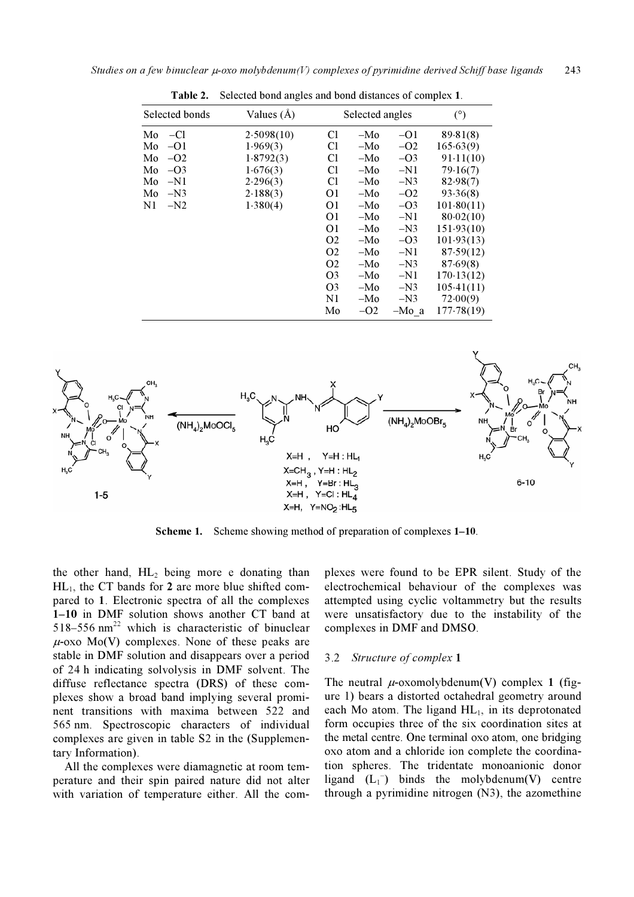**Table 2.** Selected bond angles and bond distances of complex **1**.

| Selected bonds | Values (Å) | Selected angles | (°) |
|---|---|---|---|
| Mo –Cl | 2·5098(10) | Cl –Mo –O1 | 89·81(8) |
| Mo –O1 | 1·969(3) | Cl –Mo –O2 | 165·63(9) |
| Mo –O2 | 1·8792(3) | Cl –Mo –O3 | 91·11(10) |
| Mo –O3 | 1·676(3) | Cl –Mo –N1 | 79·16(7) |
| Mo –N1 | 2·296(3) | Cl –Mo –N3 | 82·98(7) |
| Mo –N3 | 2·188(3) | O1 –Mo –O2 | 93·36(8) |
| N1 –N2 | 1·380(4) | O1 –Mo –O3 | 101·80(11) |
| | | O1 –Mo –N1 | 80·02(10) |
| | | O1 –Mo –N3 | 151·93(10) |
| | | O2 –Mo –O3 | 101·93(13) |
| | | O2 –Mo –N1 | 87·59(12) |
| | | O2 –Mo –N3 | 87·69(8) |
| | | O3 –Mo –N1 | 170·13(12) |
| | | O3 –Mo –N3 | 105·41(11) |
| | | N1 –Mo –N3 | 72·00(9) |
| | | Mo –O2 –Mo_a | 177·78(19) |

X=H, Y=H : $HL_1$; X=$CH_3$, Y=H : $HL_2$; X=H, Y=Br : $HL_3$; X=H, Y=Cl : $HL_4$; X=H, Y=$NO_2$ : $HL_5$

**Scheme 1.** Scheme showing method of preparation of complexes **1–10**.

the other hand, $HL_2$ being more e donating than $HL_1$, the CT bands for **2** are more blue shifted compared to **1**. Electronic spectra of all the complexes **1–10** in DMF solution shows another CT band at 518–556 nm[22] which is characteristic of binuclear $\mu$-oxo Mo(V) complexes. None of these peaks are stable in DMF solution and disappears over a period of 24 h indicating solvolysis in DMF solvent. The diffuse reflectance spectra (DRS) of these complexes show a broad band implying several prominent transitions with maxima between 522 and 565 nm. Spectroscopic characters of individual complexes are given in table S2 in the (Supplementary Information).

All the complexes were diamagnetic at room temperature and their spin paired nature did not alter with variation of temperature either. All the complexes were found to be EPR silent. Study of the electrochemical behaviour of the complexes was attempted using cyclic voltammetry but the results were unsatisfactory due to the instability of the complexes in DMF and DMSO.

### 3.2 *Structure of complex* 1

The neutral $\mu$-oxomolybdenum(V) complex **1** (figure 1) bears a distorted octahedral geometry around each Mo atom. The ligand $HL_1$, in its deprotonated form occupies three of the six coordination sites at the metal centre. One terminal oxo atom, one bridging oxo atom and a chloride ion complete the coordination spheres. The tridentate monoanionic donor ligand ($L_1^-$) binds the molybdenum(V) centre through a pyrimidine nitrogen (N3), the azomethine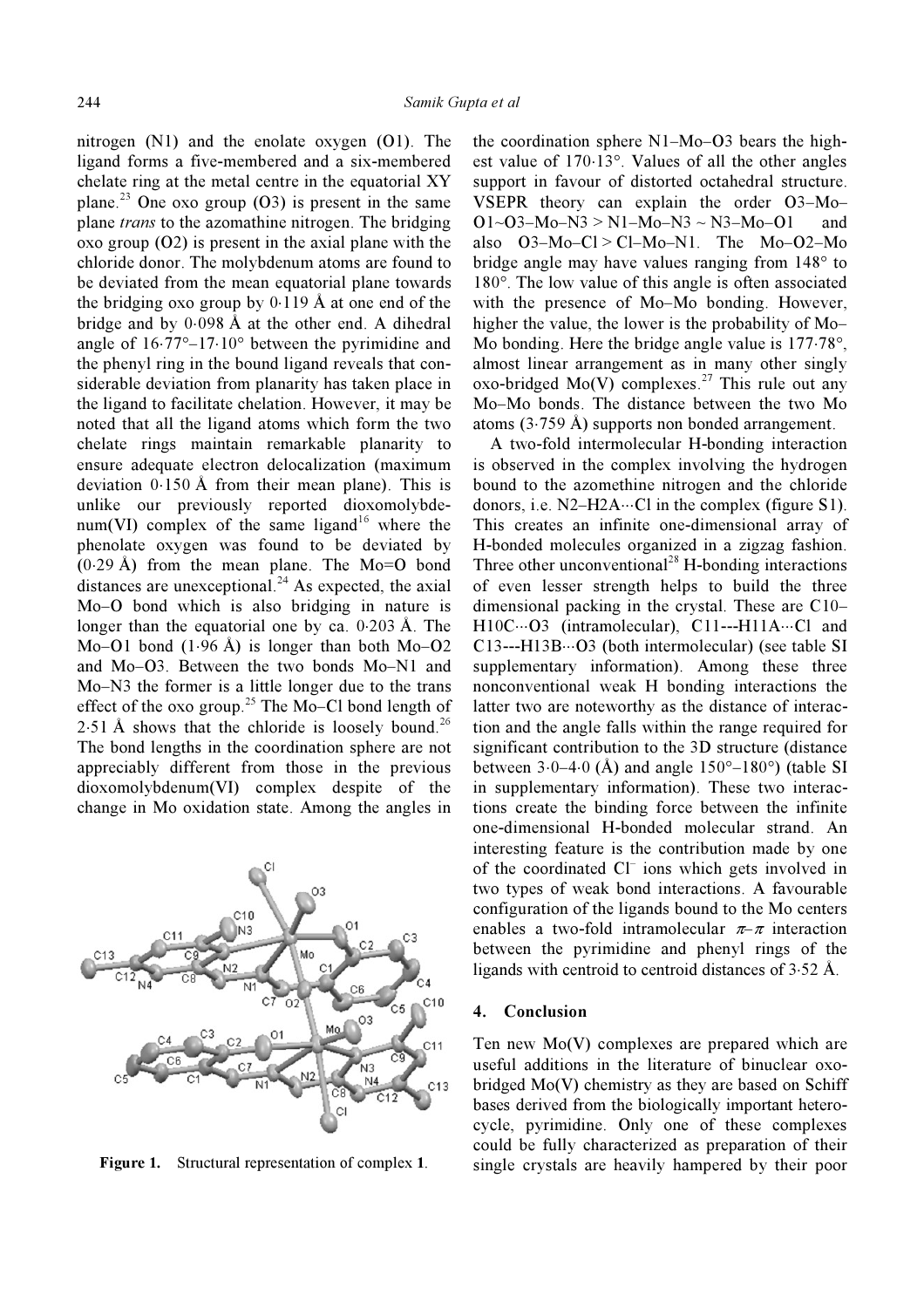nitrogen (N1) and the enolate oxygen (O1). The ligand forms a five-membered and a six-membered chelate ring at the metal centre in the equatorial XY plane.[23] One oxo group (O3) is present in the same plane *trans* to the azomathine nitrogen. The bridging oxo group (O2) is present in the axial plane with the chloride donor. The molybdenum atoms are found to be deviated from the mean equatorial plane towards the bridging oxo group by 0·119 Å at one end of the bridge and by 0·098 Å at the other end. A dihedral angle of 16·77°–17·10° between the pyrimidine and the phenyl ring in the bound ligand reveals that considerable deviation from planarity has taken place in the ligand to facilitate chelation. However, it may be noted that all the ligand atoms which form the two chelate rings maintain remarkable planarity to ensure adequate electron delocalization (maximum deviation 0·150 Å from their mean plane). This is unlike our previously reported dioxomolybdenum(VI) complex of the same ligand[16] where the phenolate oxygen was found to be deviated by (0·29 Å) from the mean plane. The Mo=O bond distances are unexceptional.[24] As expected, the axial Mo–O bond which is also bridging in nature is longer than the equatorial one by ca. 0·203 Å. The Mo–O1 bond (1·96 Å) is longer than both Mo–O2 and Mo–O3. Between the two bonds Mo–N1 and Mo–N3 the former is a little longer due to the trans effect of the oxo group.[25] The Mo–Cl bond length of 2·51 Å shows that the chloride is loosely bound.[26] The bond lengths in the coordination sphere are not appreciably different from those in the previous dioxomolybdenum(VI) complex despite of the change in Mo oxidation state. Among the angles in the coordination sphere N1–Mo–O3 bears the highest value of 170·13°. Values of all the other angles support in favour of distorted octahedral structure. VSEPR theory can explain the order O3–Mo–O1~O3–Mo–N3 > N1–Mo–N3 ~ N3–Mo–O1 and also O3–Mo–Cl > Cl–Mo–N1. The Mo–O2–Mo bridge angle may have values ranging from 148° to 180°. The low value of this angle is often associated with the presence of Mo–Mo bonding. However, higher the value, the lower is the probability of Mo–Mo bonding. Here the bridge angle value is 177·78°, almost linear arrangement as in many other singly oxo-bridged Mo(V) complexes.[27] This rule out any Mo–Mo bonds. The distance between the two Mo atoms (3·759 Å) supports non bonded arrangement.

Figure 1. Structural representation of complex **1**.

A two-fold intermolecular H-bonding interaction is observed in the complex involving the hydrogen bound to the azomethine nitrogen and the chloride donors, i.e. N2–H2A···Cl in the complex (figure S1). This creates an infinite one-dimensional array of H-bonded molecules organized in a zigzag fashion. Three other unconventional[28] H-bonding interactions of even lesser strength helps to build the three dimensional packing in the crystal. These are C10–H10C···O3 (intramolecular), C11---H11A···Cl and C13---H13B···O3 (both intermolecular) (see table SI supplementary information). Among these three nonconventional weak H bonding interactions the latter two are noteworthy as the distance of interaction and the angle falls within the range required for significant contribution to the 3D structure (distance between 3·0–4·0 (Å) and angle 150°–180°) (table SI in supplementary information). These two interactions create the binding force between the infinite one-dimensional H-bonded molecular strand. An interesting feature is the contribution made by one of the coordinated $Cl^-$ ions which gets involved in two types of weak bond interactions. A favourable configuration of the ligands bound to the Mo centers enables a two-fold intramolecular $\pi$–$\pi$ interaction between the pyrimidine and phenyl rings of the ligands with centroid to centroid distances of 3·52 Å.

## 4. Conclusion

Ten new Mo(V) complexes are prepared which are useful additions in the literature of binuclear oxo-bridged Mo(V) chemistry as they are based on Schiff bases derived from the biologically important heterocycle, pyrimidine. Only one of these complexes could be fully characterized as preparation of their single crystals are heavily hampered by their poor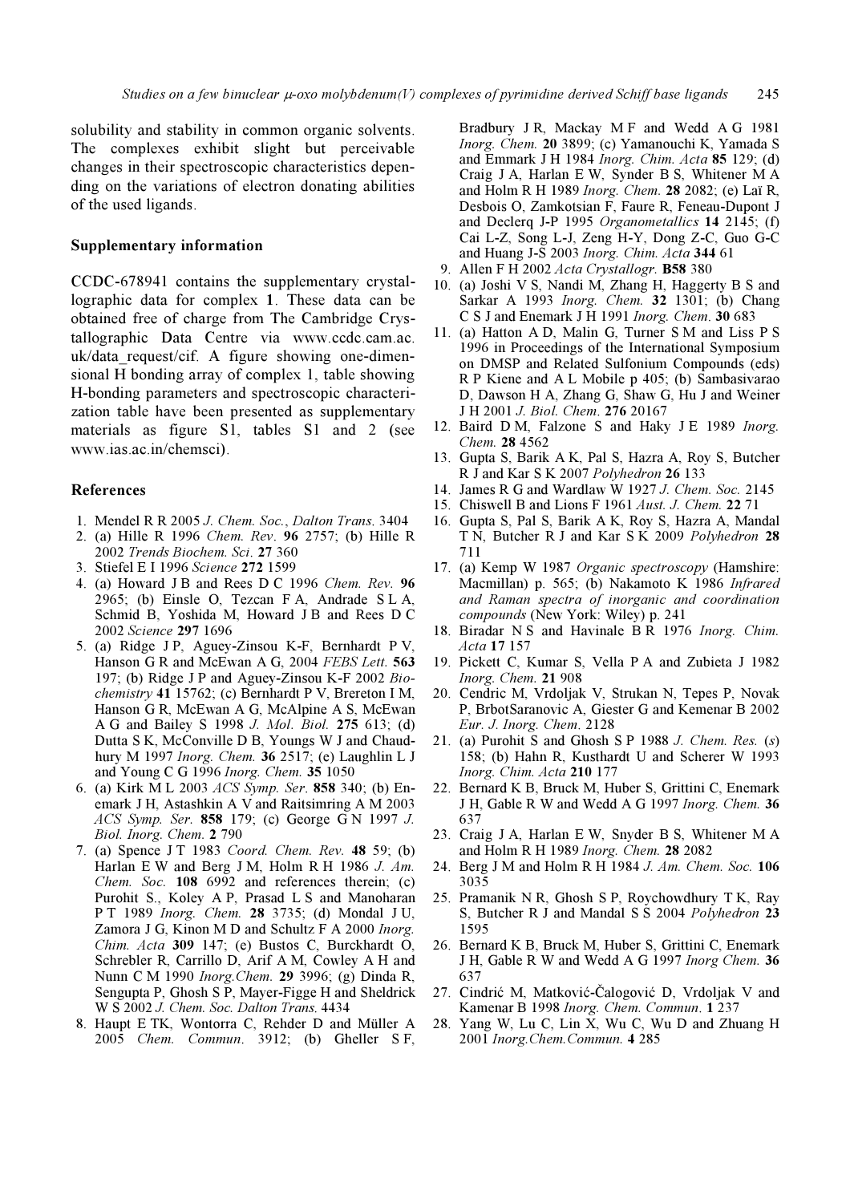solubility and stability in common organic solvents. The complexes exhibit slight but perceivable changes in their spectroscopic characteristics depending on the variations of electron donating abilities of the used ligands.

## Supplementary information

CCDC-678941 contains the supplementary crystallographic data for complex **1**. These data can be obtained free of charge from The Cambridge Crystallographic Data Centre via www.ccdc.cam.ac.uk/data_request/cif. A figure showing one-dimensional H bonding array of complex 1, table showing H-bonding parameters and spectroscopic characterization table have been presented as supplementary materials as figure S1, tables S1 and 2 (see www.ias.ac.in/chemsci).

## References

1. Mendel R R 2005 *J. Chem. Soc., Dalton Trans.* 3404
2. (a) Hille R 1996 *Chem. Rev.* **96** 2757; (b) Hille R 2002 *Trends Biochem. Sci.* **27** 360
3. Stiefel E I 1996 *Science* **272** 1599
4. (a) Howard J B and Rees D C 1996 *Chem. Rev.* **96** 2965; (b) Einsle O, Tezcan F A, Andrade S L A, Schmid B, Yoshida M, Howard J B and Rees D C 2002 *Science* **297** 1696
5. (a) Ridge J P, Aguey-Zinsou K-F, Bernhardt P V, Hanson G R and McEwan A G, 2004 *FEBS Lett.* **563** 197; (b) Ridge J P and Aguey-Zinsou K-F 2002 *Biochemistry* **41** 15762; (c) Bernhardt P V, Brereton I M, Hanson G R, McEwan A G, McAlpine A S, McEwan A G and Bailey S 1998 *J. Mol. Biol.* **275** 613; (d) Dutta S K, McConville D B, Youngs W J and Chaudhury M 1997 *Inorg. Chem.* **36** 2517; (e) Laughlin L J and Young C G 1996 *Inorg. Chem.* **35** 1050
6. (a) Kirk M L 2003 *ACS Symp. Ser.* **858** 340; (b) Enemark J H, Astashkin A V and Raitsimring A M 2003 *ACS Symp. Ser.* **858** 179; (c) George G N 1997 *J. Biol. Inorg. Chem.* **2** 790
7. (a) Spence J T 1983 *Coord. Chem. Rev.* **48** 59; (b) Harlan E W and Berg J M, Holm R H 1986 *J. Am. Chem. Soc.* **108** 6992 and references therein; (c) Purohit S., Koley A P, Prasad L S and Manoharan P T 1989 *Inorg. Chem.* **28** 3735; (d) Mondal J U, Zamora J G, Kinon M D and Schultz F A 2000 *Inorg. Chim. Acta* **309** 147; (e) Bustos C, Burckhardt O, Schrebler R, Carrillo D, Arif A M, Cowley A H and Nunn C M 1990 *Inorg.Chem.* **29** 3996; (g) Dinda R, Sengupta P, Ghosh S P, Mayer-Figge H and Sheldrick W S 2002 *J. Chem. Soc. Dalton Trans.* 4434
8. Haupt E TK, Wontorra C, Rehder D and Müller A 2005 *Chem. Commun.* 3912; (b) Gheller S F, Bradbury J R, Mackay M F and Wedd A G 1981 *Inorg. Chem.* **20** 3899; (c) Yamanouchi K, Yamada S and Emmark J H 1984 *Inorg. Chim. Acta* **85** 129; (d) Craig J A, Harlan E W, Synder B S, Whitener M A and Holm R H 1989 *Inorg. Chem.* **28** 2082; (e) Laï R, Desbois O, Zamkotsian F, Faure R, Feneau-Dupont J and Declerq J-P 1995 *Organometallics* **14** 2145; (f) Cai L-Z, Song L-J, Zeng H-Y, Dong Z-C, Guo G-C and Huang J-S 2003 *Inorg. Chim. Acta* **344** 61
9. Allen F H 2002 *Acta Crystallogr.* **B58** 380
10. (a) Joshi V S, Nandi M, Zhang H, Haggerty B S and Sarkar A 1993 *Inorg. Chem.* **32** 1301; (b) Chang C S J and Enemark J H 1991 *Inorg. Chem.* **30** 683
11. (a) Hatton A D, Malin G, Turner S M and Liss P S 1996 in Proceedings of the International Symposium on DMSP and Related Sulfonium Compounds (eds) R P Kiene and A L Mobile p 405; (b) Sambasivarao D, Dawson H A, Zhang G, Shaw G, Hu J and Weiner J H 2001 *J. Biol. Chem.* **276** 20167
12. Baird D M, Falzone S and Haky J E 1989 *Inorg. Chem.* **28** 4562
13. Gupta S, Barik A K, Pal S, Hazra A, Roy S, Butcher R J and Kar S K 2007 *Polyhedron* **26** 133
14. James R G and Wardlaw W 1927 *J. Chem. Soc.* 2145
15. Chiswell B and Lions F 1961 *Aust. J. Chem.* **22** 71
16. Gupta S, Pal S, Barik A K, Roy S, Hazra A, Mandal T N, Butcher R J and Kar S K 2009 *Polyhedron* **28** 711
17. (a) Kemp W 1987 *Organic spectroscopy* (Hamshire: Macmillan) p. 565; (b) Nakamoto K 1986 *Infrared and Raman spectra of inorganic and coordination compounds* (New York: Wiley) p. 241
18. Biradar N S and Havinale B R 1976 *Inorg. Chim. Acta* **17** 157
19. Pickett C, Kumar S, Vella P A and Zubieta J 1982 *Inorg. Chem.* **21** 908
20. Cendric M, Vrdoljak V, Strukan N, Tepes P, Novak P, BrbotSaranovic A, Giester G and Kemenar B 2002 *Eur. J. Inorg. Chem.* 2128
21. (a) Purohit S and Ghosh S P 1988 *J. Chem. Res.* (*s*) 158; (b) Hahn R, Kusthardt U and Scherer W 1993 *Inorg. Chim. Acta* **210** 177
22. Bernard K B, Bruck M, Huber S, Grittini C, Enemark J H, Gable R W and Wedd A G 1997 *Inorg. Chem.* **36** 637
23. Craig J A, Harlan E W, Snyder B S, Whitener M A and Holm R H 1989 *Inorg. Chem.* **28** 2082
24. Berg J M and Holm R H 1984 *J. Am. Chem. Soc.* **106** 3035
25. Pramanik N R, Ghosh S P, Roychowdhury T K, Ray S, Butcher R J and Mandal S S 2004 *Polyhedron* **23** 1595
26. Bernard K B, Bruck M, Huber S, Grittini C, Enemark J H, Gable R W and Wedd A G 1997 *Inorg Chem.* **36** 637
27. Cindrić M, Matković-Čalogović D, Vrdoljak V and Kamenar B 1998 *Inorg. Chem. Commun.* **1** 237
28. Yang W, Lu C, Lin X, Wu C, Wu D and Zhuang H 2001 *Inorg.Chem.Commun.* **4** 285